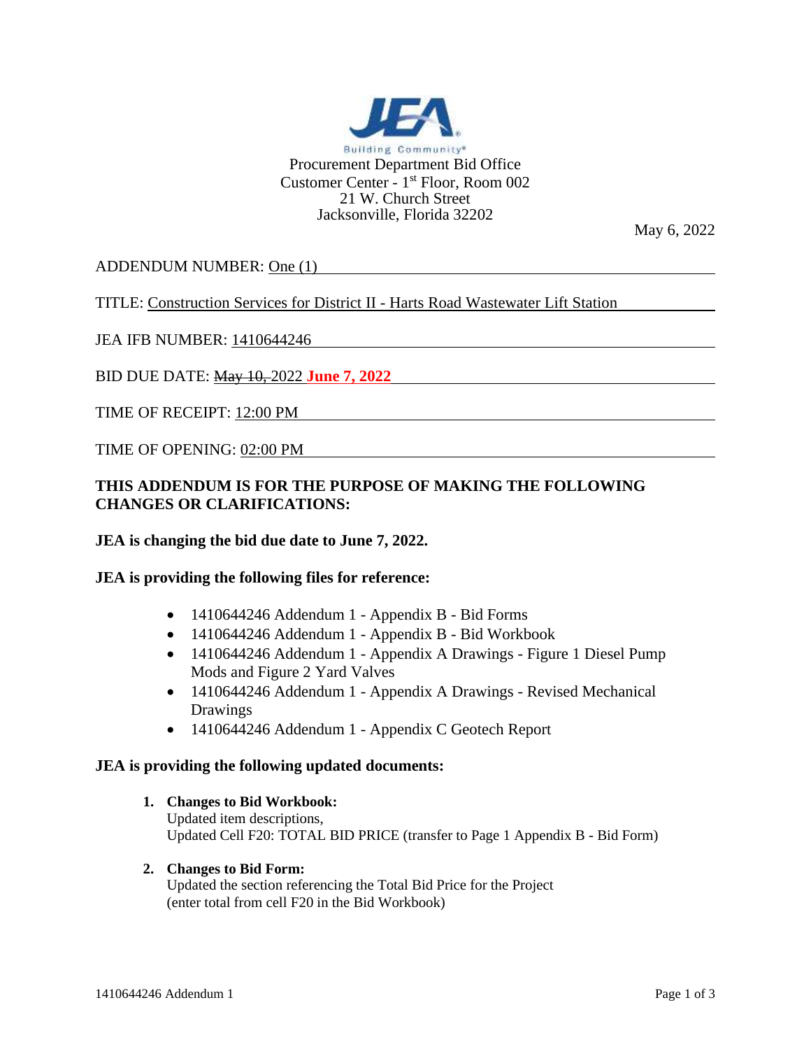JEA

Building Community®

Procurement Department Bid Office
Customer Center - 1st Floor, Room 002
21 W. Church Street
Jacksonville, Florida 32202

May 6, 2022

ADDENDUM NUMBER: One (1)

TITLE: Construction Services for District II - Harts Road Wastewater Lift Station

JEA IFB NUMBER: 1410644246

BID DUE DATE: ~~May 10,~~ 2022 **June 7, 2022**

TIME OF RECEIPT: 12:00 PM

TIME OF OPENING: 02:00 PM

**THIS ADDENDUM IS FOR THE PURPOSE OF MAKING THE FOLLOWING CHANGES OR CLARIFICATIONS:**

**JEA is changing the bid due date to June 7, 2022.**

**JEA is providing the following files for reference:**

- 1410644246 Addendum 1 - Appendix B - Bid Forms
- 1410644246 Addendum 1 - Appendix B - Bid Workbook
- 1410644246 Addendum 1 - Appendix A Drawings - Figure 1 Diesel Pump Mods and Figure 2 Yard Valves
- 1410644246 Addendum 1 - Appendix A Drawings - Revised Mechanical Drawings
- 1410644246 Addendum 1 - Appendix C Geotech Report

**JEA is providing the following updated documents:**

1. **Changes to Bid Workbook:**
   Updated item descriptions,
   Updated Cell F20: TOTAL BID PRICE (transfer to Page 1 Appendix B - Bid Form)

2. **Changes to Bid Form:**
   Updated the section referencing the Total Bid Price for the Project
   (enter total from cell F20 in the Bid Workbook)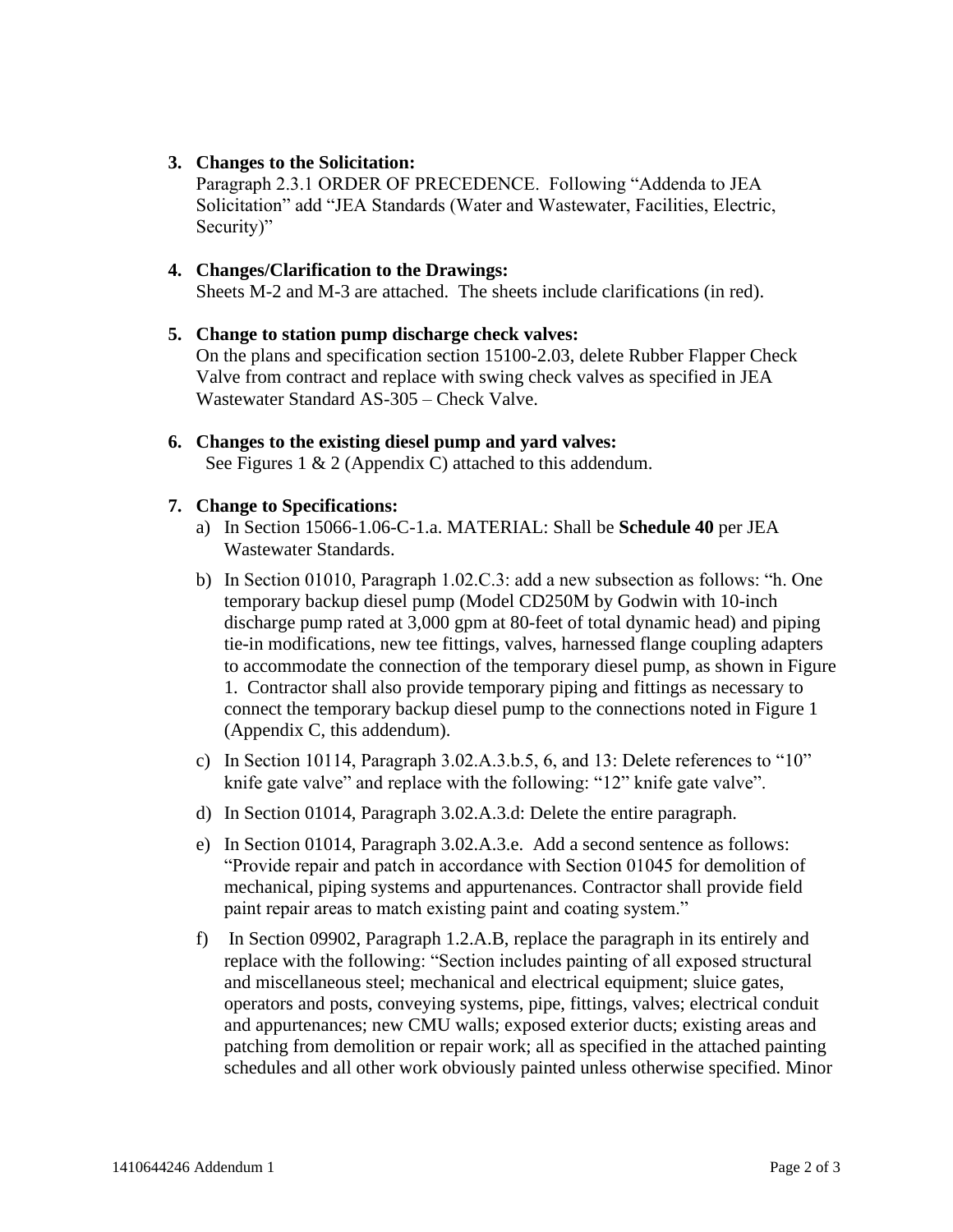3. **Changes to the Solicitation:**
   Paragraph 2.3.1 ORDER OF PRECEDENCE. Following "Addenda to JEA Solicitation" add "JEA Standards (Water and Wastewater, Facilities, Electric, Security)"

4. **Changes/Clarification to the Drawings:**
   Sheets M-2 and M-3 are attached. The sheets include clarifications (in red).

5. **Change to station pump discharge check valves:**
   On the plans and specification section 15100-2.03, delete Rubber Flapper Check Valve from contract and replace with swing check valves as specified in JEA Wastewater Standard AS-305 – Check Valve.

6. **Changes to the existing diesel pump and yard valves:**
   See Figures 1 & 2 (Appendix C) attached to this addendum.

7. **Change to Specifications:**
   a) In Section 15066-1.06-C-1.a. MATERIAL: Shall be **Schedule 40** per JEA Wastewater Standards.
   b) In Section 01010, Paragraph 1.02.C.3: add a new subsection as follows: "h. One temporary backup diesel pump (Model CD250M by Godwin with 10-inch discharge pump rated at 3,000 gpm at 80-feet of total dynamic head) and piping tie-in modifications, new tee fittings, valves, harnessed flange coupling adapters to accommodate the connection of the temporary diesel pump, as shown in Figure 1. Contractor shall also provide temporary piping and fittings as necessary to connect the temporary backup diesel pump to the connections noted in Figure 1 (Appendix C, this addendum).
   c) In Section 10114, Paragraph 3.02.A.3.b.5, 6, and 13: Delete references to "10" knife gate valve" and replace with the following: "12" knife gate valve".
   d) In Section 01014, Paragraph 3.02.A.3.d: Delete the entire paragraph.
   e) In Section 01014, Paragraph 3.02.A.3.e. Add a second sentence as follows: "Provide repair and patch in accordance with Section 01045 for demolition of mechanical, piping systems and appurtenances. Contractor shall provide field paint repair areas to match existing paint and coating system."
   f) In Section 09902, Paragraph 1.2.A.B, replace the paragraph in its entirely and replace with the following: "Section includes painting of all exposed structural and miscellaneous steel; mechanical and electrical equipment; sluice gates, operators and posts, conveying systems, pipe, fittings, valves; electrical conduit and appurtenances; new CMU walls; exposed exterior ducts; existing areas and patching from demolition or repair work; all as specified in the attached painting schedules and all other work obviously painted unless otherwise specified. Minor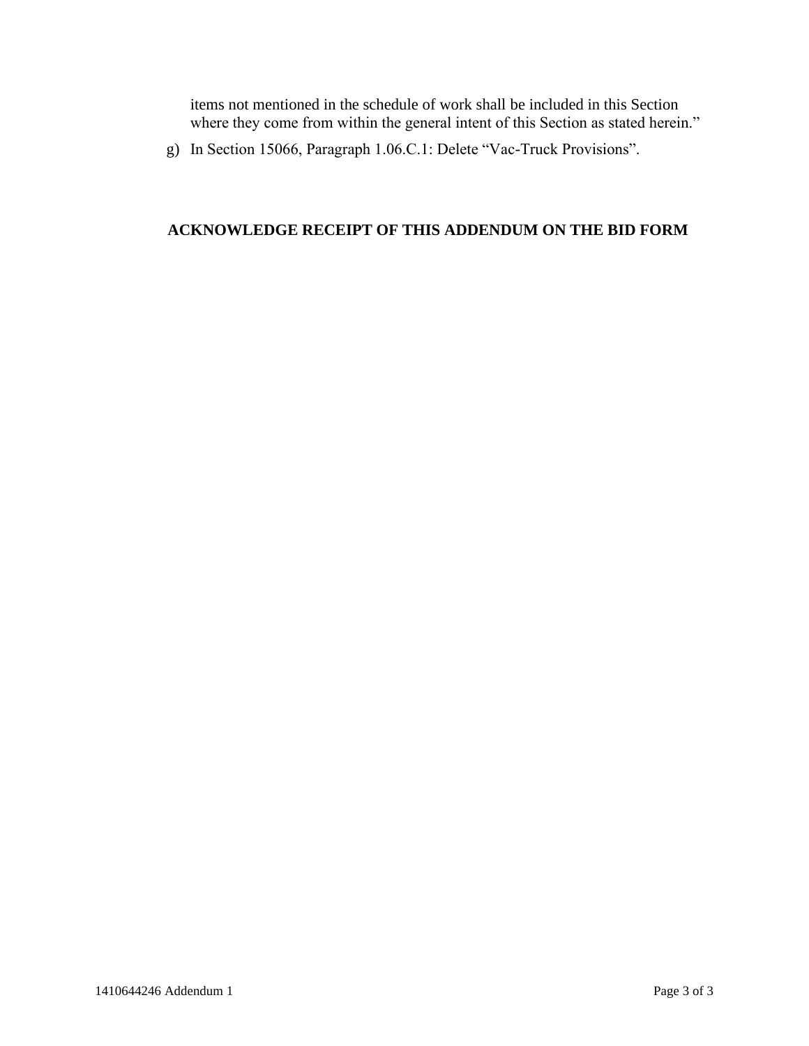items not mentioned in the schedule of work shall be included in this Section where they come from within the general intent of this Section as stated herein."

g) In Section 15066, Paragraph 1.06.C.1: Delete "Vac-Truck Provisions".

**ACKNOWLEDGE RECEIPT OF THIS ADDENDUM ON THE BID FORM**